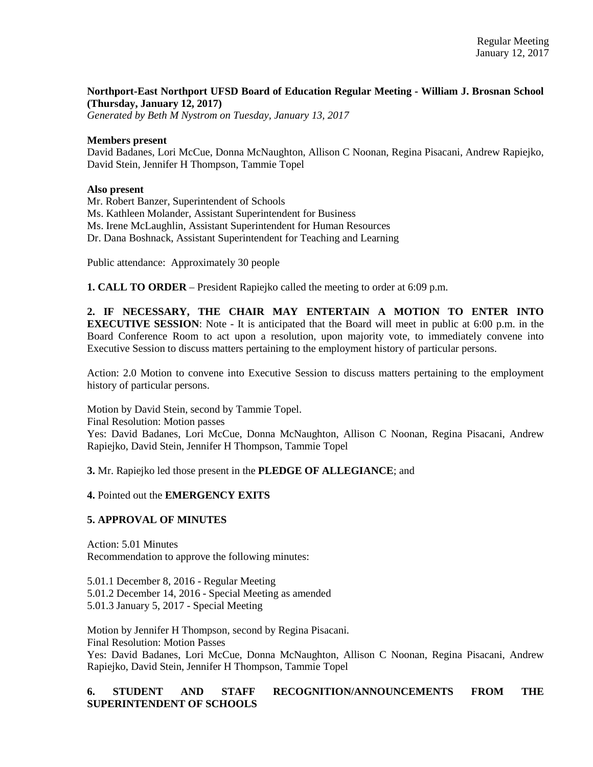Regular Meeting
January 12, 2017

**Northport-East Northport UFSD Board of Education Regular Meeting - William J. Brosnan School (Thursday, January 12, 2017)**
*Generated by Beth M Nystrom on Tuesday, January 13, 2017*

**Members present**
David Badanes, Lori McCue, Donna McNaughton, Allison C Noonan, Regina Pisacani, Andrew Rapiejko, David Stein, Jennifer H Thompson, Tammie Topel

**Also present**
Mr. Robert Banzer, Superintendent of Schools
Ms. Kathleen Molander, Assistant Superintendent for Business
Ms. Irene McLaughlin, Assistant Superintendent for Human Resources
Dr. Dana Boshnack, Assistant Superintendent for Teaching and Learning

Public attendance: Approximately 30 people

**1. CALL TO ORDER** – President Rapiejko called the meeting to order at 6:09 p.m.

**2. IF NECESSARY, THE CHAIR MAY ENTERTAIN A MOTION TO ENTER INTO EXECUTIVE SESSION**: Note - It is anticipated that the Board will meet in public at 6:00 p.m. in the Board Conference Room to act upon a resolution, upon majority vote, to immediately convene into Executive Session to discuss matters pertaining to the employment history of particular persons.

Action: 2.0 Motion to convene into Executive Session to discuss matters pertaining to the employment history of particular persons.

Motion by David Stein, second by Tammie Topel.
Final Resolution: Motion passes
Yes: David Badanes, Lori McCue, Donna McNaughton, Allison C Noonan, Regina Pisacani, Andrew Rapiejko, David Stein, Jennifer H Thompson, Tammie Topel

**3.** Mr. Rapiejko led those present in the **PLEDGE OF ALLEGIANCE**; and

**4.** Pointed out the **EMERGENCY EXITS**

**5. APPROVAL OF MINUTES**

Action: 5.01 Minutes
Recommendation to approve the following minutes:

5.01.1 December 8, 2016 - Regular Meeting
5.01.2 December 14, 2016 - Special Meeting as amended
5.01.3 January 5, 2017 - Special Meeting

Motion by Jennifer H Thompson, second by Regina Pisacani.
Final Resolution: Motion Passes
Yes: David Badanes, Lori McCue, Donna McNaughton, Allison C Noonan, Regina Pisacani, Andrew Rapiejko, David Stein, Jennifer H Thompson, Tammie Topel

**6. STUDENT AND STAFF RECOGNITION/ANNOUNCEMENTS FROM THE SUPERINTENDENT OF SCHOOLS**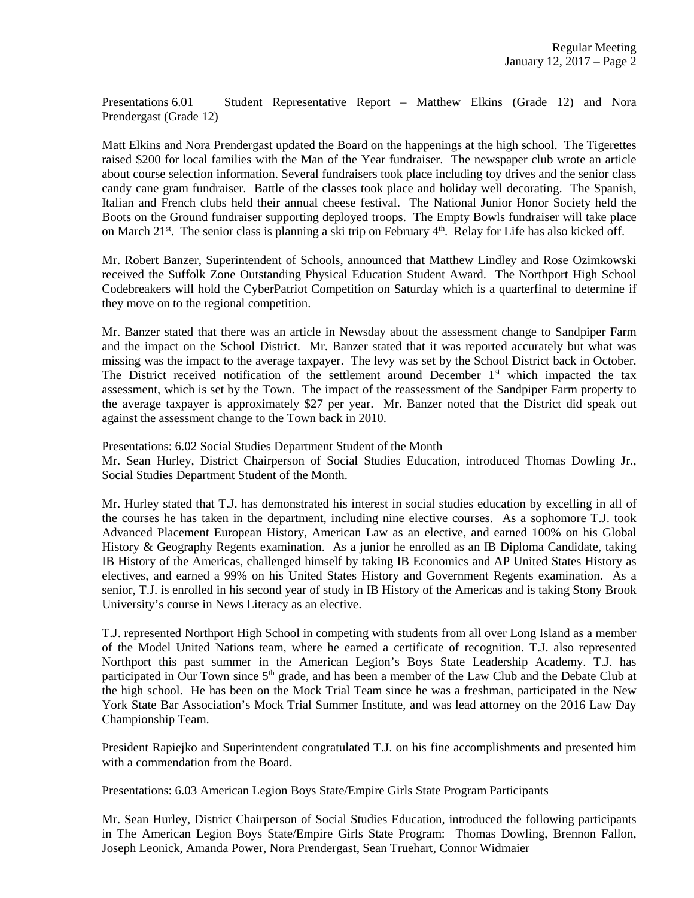Presentations 6.01 Student Representative Report – Matthew Elkins (Grade 12) and Nora Prendergast (Grade 12)

Matt Elkins and Nora Prendergast updated the Board on the happenings at the high school. The Tigerettes raised $200 for local families with the Man of the Year fundraiser. The newspaper club wrote an article about course selection information. Several fundraisers took place including toy drives and the senior class candy cane gram fundraiser. Battle of the classes took place and holiday well decorating. The Spanish, Italian and French clubs held their annual cheese festival. The National Junior Honor Society held the Boots on the Ground fundraiser supporting deployed troops. The Empty Bowls fundraiser will take place on March 21st. The senior class is planning a ski trip on February 4th. Relay for Life has also kicked off.

Mr. Robert Banzer, Superintendent of Schools, announced that Matthew Lindley and Rose Ozimkowski received the Suffolk Zone Outstanding Physical Education Student Award. The Northport High School Codebreakers will hold the CyberPatriot Competition on Saturday which is a quarterfinal to determine if they move on to the regional competition.

Mr. Banzer stated that there was an article in Newsday about the assessment change to Sandpiper Farm and the impact on the School District. Mr. Banzer stated that it was reported accurately but what was missing was the impact to the average taxpayer. The levy was set by the School District back in October. The District received notification of the settlement around December 1st which impacted the tax assessment, which is set by the Town. The impact of the reassessment of the Sandpiper Farm property to the average taxpayer is approximately $27 per year. Mr. Banzer noted that the District did speak out against the assessment change to the Town back in 2010.

Presentations: 6.02 Social Studies Department Student of the Month
Mr. Sean Hurley, District Chairperson of Social Studies Education, introduced Thomas Dowling Jr., Social Studies Department Student of the Month.

Mr. Hurley stated that T.J. has demonstrated his interest in social studies education by excelling in all of the courses he has taken in the department, including nine elective courses. As a sophomore T.J. took Advanced Placement European History, American Law as an elective, and earned 100% on his Global History & Geography Regents examination. As a junior he enrolled as an IB Diploma Candidate, taking IB History of the Americas, challenged himself by taking IB Economics and AP United States History as electives, and earned a 99% on his United States History and Government Regents examination. As a senior, T.J. is enrolled in his second year of study in IB History of the Americas and is taking Stony Brook University's course in News Literacy as an elective.

T.J. represented Northport High School in competing with students from all over Long Island as a member of the Model United Nations team, where he earned a certificate of recognition. T.J. also represented Northport this past summer in the American Legion's Boys State Leadership Academy. T.J. has participated in Our Town since 5th grade, and has been a member of the Law Club and the Debate Club at the high school. He has been on the Mock Trial Team since he was a freshman, participated in the New York State Bar Association's Mock Trial Summer Institute, and was lead attorney on the 2016 Law Day Championship Team.

President Rapiejko and Superintendent congratulated T.J. on his fine accomplishments and presented him with a commendation from the Board.

Presentations: 6.03 American Legion Boys State/Empire Girls State Program Participants

Mr. Sean Hurley, District Chairperson of Social Studies Education, introduced the following participants in The American Legion Boys State/Empire Girls State Program: Thomas Dowling, Brennon Fallon, Joseph Leonick, Amanda Power, Nora Prendergast, Sean Truehart, Connor Widmaier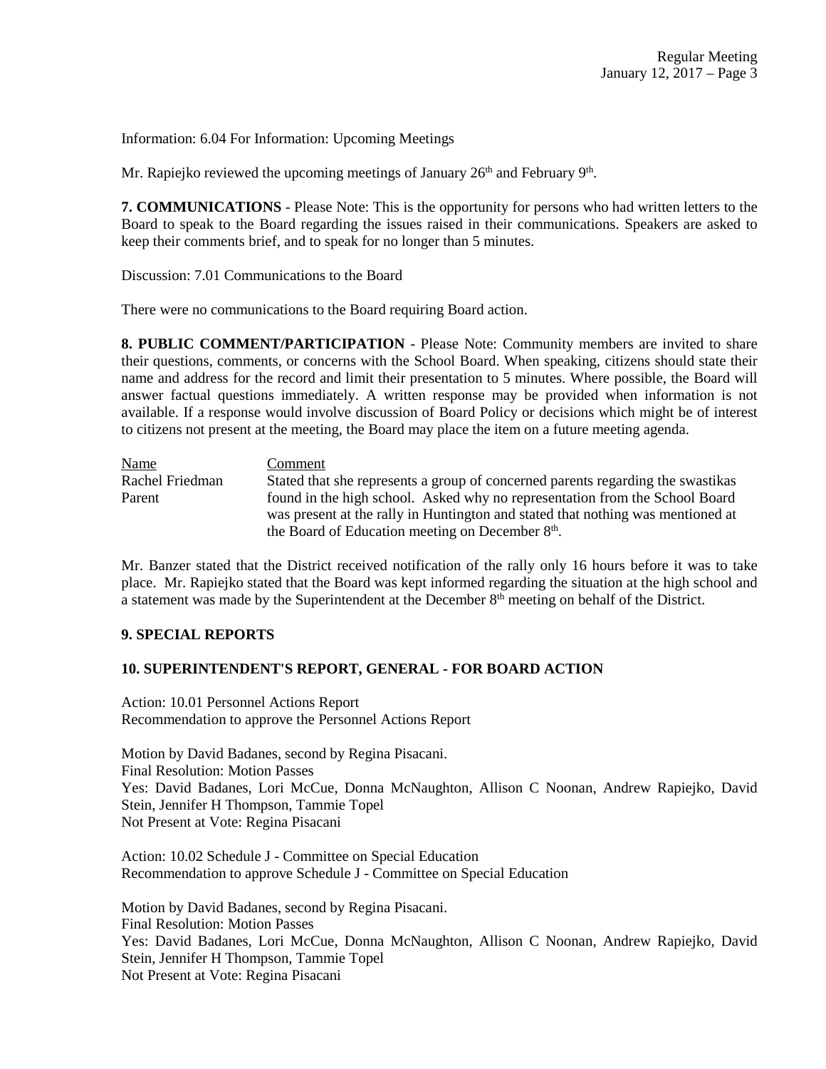Information: 6.04 For Information: Upcoming Meetings

Mr. Rapiejko reviewed the upcoming meetings of January 26th and February 9th.

**7. COMMUNICATIONS** - Please Note: This is the opportunity for persons who had written letters to the Board to speak to the Board regarding the issues raised in their communications. Speakers are asked to keep their comments brief, and to speak for no longer than 5 minutes.

Discussion: 7.01 Communications to the Board

There were no communications to the Board requiring Board action.

**8. PUBLIC COMMENT/PARTICIPATION** - Please Note: Community members are invited to share their questions, comments, or concerns with the School Board. When speaking, citizens should state their name and address for the record and limit their presentation to 5 minutes. Where possible, the Board will answer factual questions immediately. A written response may be provided when information is not available. If a response would involve discussion of Board Policy or decisions which might be of interest to citizens not present at the meeting, the Board may place the item on a future meeting agenda.

| Name | Comment |
|---|---|
| Rachel Friedman<br>Parent | Stated that she represents a group of concerned parents regarding the swastikas found in the high school. Asked why no representation from the School Board was present at the rally in Huntington and stated that nothing was mentioned at the Board of Education meeting on December 8th. |

Mr. Banzer stated that the District received notification of the rally only 16 hours before it was to take place. Mr. Rapiejko stated that the Board was kept informed regarding the situation at the high school and a statement was made by the Superintendent at the December 8th meeting on behalf of the District.

**9. SPECIAL REPORTS**

**10. SUPERINTENDENT'S REPORT, GENERAL - FOR BOARD ACTION**

Action: 10.01 Personnel Actions Report
Recommendation to approve the Personnel Actions Report

Motion by David Badanes, second by Regina Pisacani.
Final Resolution: Motion Passes
Yes: David Badanes, Lori McCue, Donna McNaughton, Allison C Noonan, Andrew Rapiejko, David Stein, Jennifer H Thompson, Tammie Topel
Not Present at Vote: Regina Pisacani

Action: 10.02 Schedule J - Committee on Special Education
Recommendation to approve Schedule J - Committee on Special Education

Motion by David Badanes, second by Regina Pisacani.
Final Resolution: Motion Passes
Yes: David Badanes, Lori McCue, Donna McNaughton, Allison C Noonan, Andrew Rapiejko, David Stein, Jennifer H Thompson, Tammie Topel
Not Present at Vote: Regina Pisacani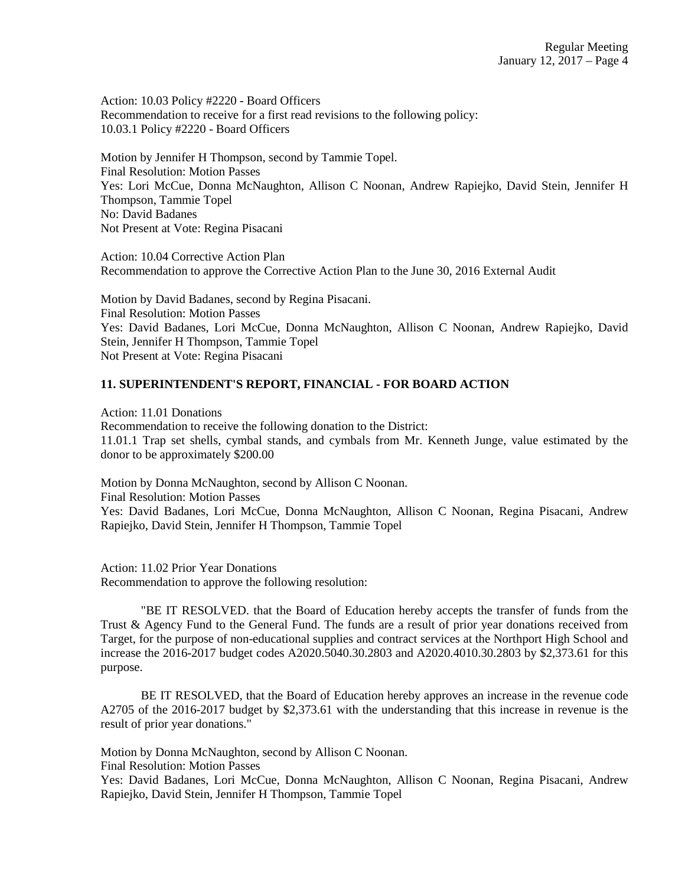Action: 10.03 Policy #2220 - Board Officers
Recommendation to receive for a first read revisions to the following policy:
10.03.1 Policy #2220 - Board Officers

Motion by Jennifer H Thompson, second by Tammie Topel.
Final Resolution: Motion Passes
Yes: Lori McCue, Donna McNaughton, Allison C Noonan, Andrew Rapiejko, David Stein, Jennifer H Thompson, Tammie Topel
No: David Badanes
Not Present at Vote: Regina Pisacani

Action: 10.04 Corrective Action Plan
Recommendation to approve the Corrective Action Plan to the June 30, 2016 External Audit

Motion by David Badanes, second by Regina Pisacani.
Final Resolution: Motion Passes
Yes: David Badanes, Lori McCue, Donna McNaughton, Allison C Noonan, Andrew Rapiejko, David Stein, Jennifer H Thompson, Tammie Topel
Not Present at Vote: Regina Pisacani

## 11. SUPERINTENDENT'S REPORT, FINANCIAL - FOR BOARD ACTION

Action: 11.01 Donations
Recommendation to receive the following donation to the District:
11.01.1 Trap set shells, cymbal stands, and cymbals from Mr. Kenneth Junge, value estimated by the donor to be approximately $200.00

Motion by Donna McNaughton, second by Allison C Noonan.
Final Resolution: Motion Passes
Yes: David Badanes, Lori McCue, Donna McNaughton, Allison C Noonan, Regina Pisacani, Andrew Rapiejko, David Stein, Jennifer H Thompson, Tammie Topel

Action: 11.02 Prior Year Donations
Recommendation to approve the following resolution:

"BE IT RESOLVED. that the Board of Education hereby accepts the transfer of funds from the Trust & Agency Fund to the General Fund. The funds are a result of prior year donations received from Target, for the purpose of non-educational supplies and contract services at the Northport High School and increase the 2016-2017 budget codes A2020.5040.30.2803 and A2020.4010.30.2803 by $2,373.61 for this purpose.

BE IT RESOLVED, that the Board of Education hereby approves an increase in the revenue code A2705 of the 2016-2017 budget by $2,373.61 with the understanding that this increase in revenue is the result of prior year donations."

Motion by Donna McNaughton, second by Allison C Noonan.
Final Resolution: Motion Passes
Yes: David Badanes, Lori McCue, Donna McNaughton, Allison C Noonan, Regina Pisacani, Andrew Rapiejko, David Stein, Jennifer H Thompson, Tammie Topel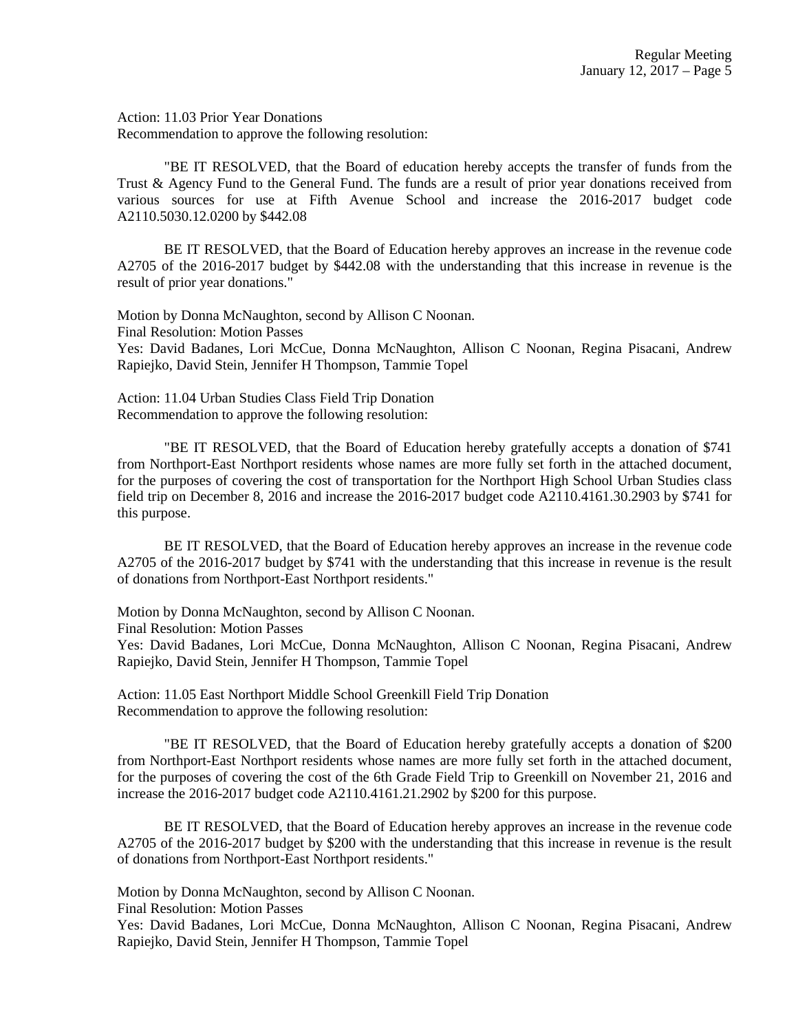Action: 11.03 Prior Year Donations
Recommendation to approve the following resolution:

"BE IT RESOLVED, that the Board of education hereby accepts the transfer of funds from the Trust & Agency Fund to the General Fund. The funds are a result of prior year donations received from various sources for use at Fifth Avenue School and increase the 2016-2017 budget code A2110.5030.12.0200 by $442.08

BE IT RESOLVED, that the Board of Education hereby approves an increase in the revenue code A2705 of the 2016-2017 budget by $442.08 with the understanding that this increase in revenue is the result of prior year donations."

Motion by Donna McNaughton, second by Allison C Noonan.
Final Resolution: Motion Passes
Yes: David Badanes, Lori McCue, Donna McNaughton, Allison C Noonan, Regina Pisacani, Andrew Rapiejko, David Stein, Jennifer H Thompson, Tammie Topel

Action: 11.04 Urban Studies Class Field Trip Donation
Recommendation to approve the following resolution:

"BE IT RESOLVED, that the Board of Education hereby gratefully accepts a donation of $741 from Northport-East Northport residents whose names are more fully set forth in the attached document, for the purposes of covering the cost of transportation for the Northport High School Urban Studies class field trip on December 8, 2016 and increase the 2016-2017 budget code A2110.4161.30.2903 by $741 for this purpose.

BE IT RESOLVED, that the Board of Education hereby approves an increase in the revenue code A2705 of the 2016-2017 budget by $741 with the understanding that this increase in revenue is the result of donations from Northport-East Northport residents."

Motion by Donna McNaughton, second by Allison C Noonan.
Final Resolution: Motion Passes
Yes: David Badanes, Lori McCue, Donna McNaughton, Allison C Noonan, Regina Pisacani, Andrew Rapiejko, David Stein, Jennifer H Thompson, Tammie Topel

Action: 11.05 East Northport Middle School Greenkill Field Trip Donation
Recommendation to approve the following resolution:

"BE IT RESOLVED, that the Board of Education hereby gratefully accepts a donation of $200 from Northport-East Northport residents whose names are more fully set forth in the attached document, for the purposes of covering the cost of the 6th Grade Field Trip to Greenkill on November 21, 2016 and increase the 2016-2017 budget code A2110.4161.21.2902 by $200 for this purpose.

BE IT RESOLVED, that the Board of Education hereby approves an increase in the revenue code A2705 of the 2016-2017 budget by $200 with the understanding that this increase in revenue is the result of donations from Northport-East Northport residents."

Motion by Donna McNaughton, second by Allison C Noonan.
Final Resolution: Motion Passes
Yes: David Badanes, Lori McCue, Donna McNaughton, Allison C Noonan, Regina Pisacani, Andrew Rapiejko, David Stein, Jennifer H Thompson, Tammie Topel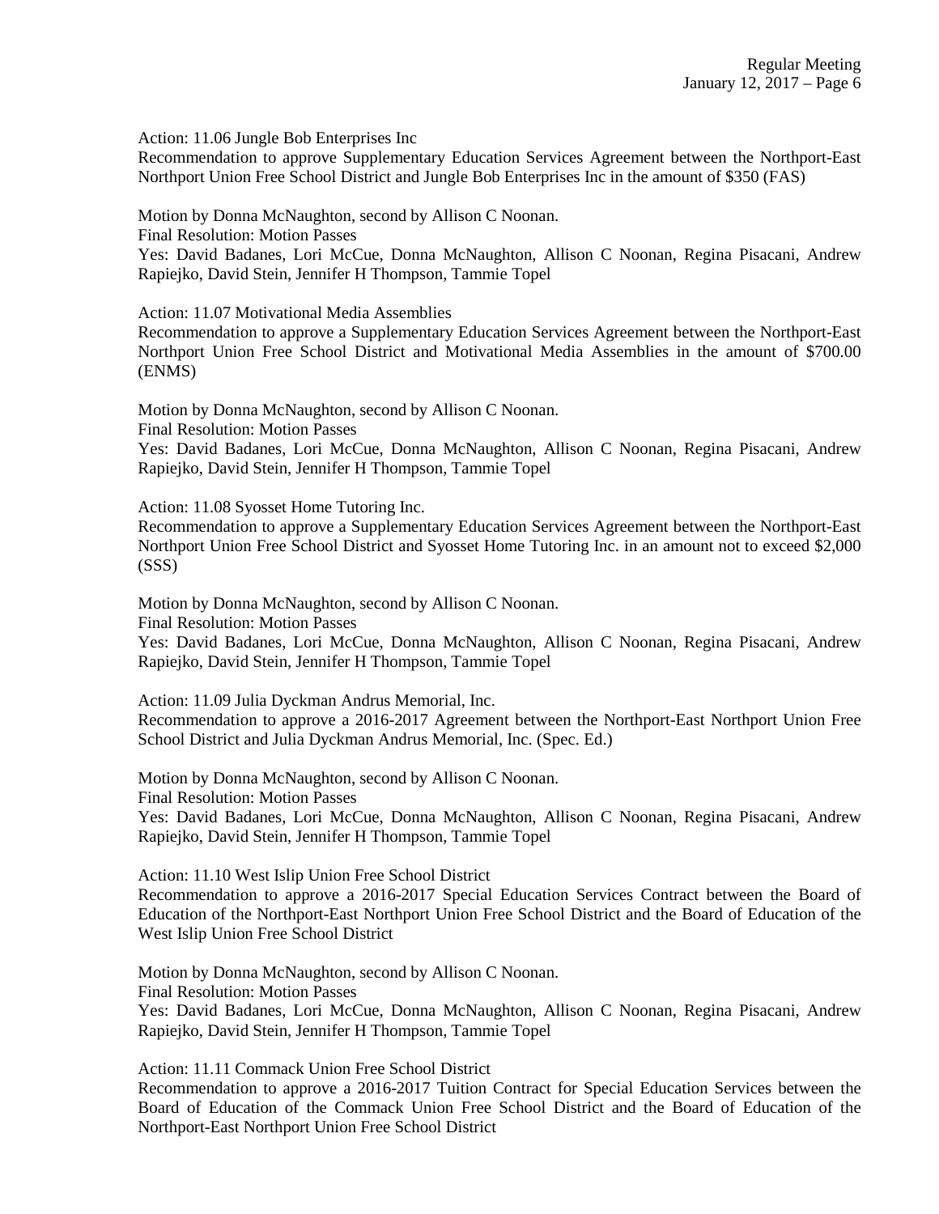Action: 11.06 Jungle Bob Enterprises Inc

Recommendation to approve Supplementary Education Services Agreement between the Northport-East Northport Union Free School District and Jungle Bob Enterprises Inc in the amount of $350 (FAS)

Motion by Donna McNaughton, second by Allison C Noonan.

Final Resolution: Motion Passes

Yes: David Badanes, Lori McCue, Donna McNaughton, Allison C Noonan, Regina Pisacani, Andrew Rapiejko, David Stein, Jennifer H Thompson, Tammie Topel

Action: 11.07 Motivational Media Assemblies

Recommendation to approve a Supplementary Education Services Agreement between the Northport-East Northport Union Free School District and Motivational Media Assemblies in the amount of $700.00 (ENMS)

Motion by Donna McNaughton, second by Allison C Noonan.

Final Resolution: Motion Passes

Yes: David Badanes, Lori McCue, Donna McNaughton, Allison C Noonan, Regina Pisacani, Andrew Rapiejko, David Stein, Jennifer H Thompson, Tammie Topel

Action: 11.08 Syosset Home Tutoring Inc.

Recommendation to approve a Supplementary Education Services Agreement between the Northport-East Northport Union Free School District and Syosset Home Tutoring Inc. in an amount not to exceed $2,000 (SSS)

Motion by Donna McNaughton, second by Allison C Noonan.

Final Resolution: Motion Passes

Yes: David Badanes, Lori McCue, Donna McNaughton, Allison C Noonan, Regina Pisacani, Andrew Rapiejko, David Stein, Jennifer H Thompson, Tammie Topel

Action: 11.09 Julia Dyckman Andrus Memorial, Inc.

Recommendation to approve a 2016-2017 Agreement between the Northport-East Northport Union Free School District and Julia Dyckman Andrus Memorial, Inc. (Spec. Ed.)

Motion by Donna McNaughton, second by Allison C Noonan.

Final Resolution: Motion Passes

Yes: David Badanes, Lori McCue, Donna McNaughton, Allison C Noonan, Regina Pisacani, Andrew Rapiejko, David Stein, Jennifer H Thompson, Tammie Topel

Action: 11.10 West Islip Union Free School District

Recommendation to approve a 2016-2017 Special Education Services Contract between the Board of Education of the Northport-East Northport Union Free School District and the Board of Education of the West Islip Union Free School District

Motion by Donna McNaughton, second by Allison C Noonan.

Final Resolution: Motion Passes

Yes: David Badanes, Lori McCue, Donna McNaughton, Allison C Noonan, Regina Pisacani, Andrew Rapiejko, David Stein, Jennifer H Thompson, Tammie Topel

Action: 11.11 Commack Union Free School District

Recommendation to approve a 2016-2017 Tuition Contract for Special Education Services between the Board of Education of the Commack Union Free School District and the Board of Education of the Northport-East Northport Union Free School District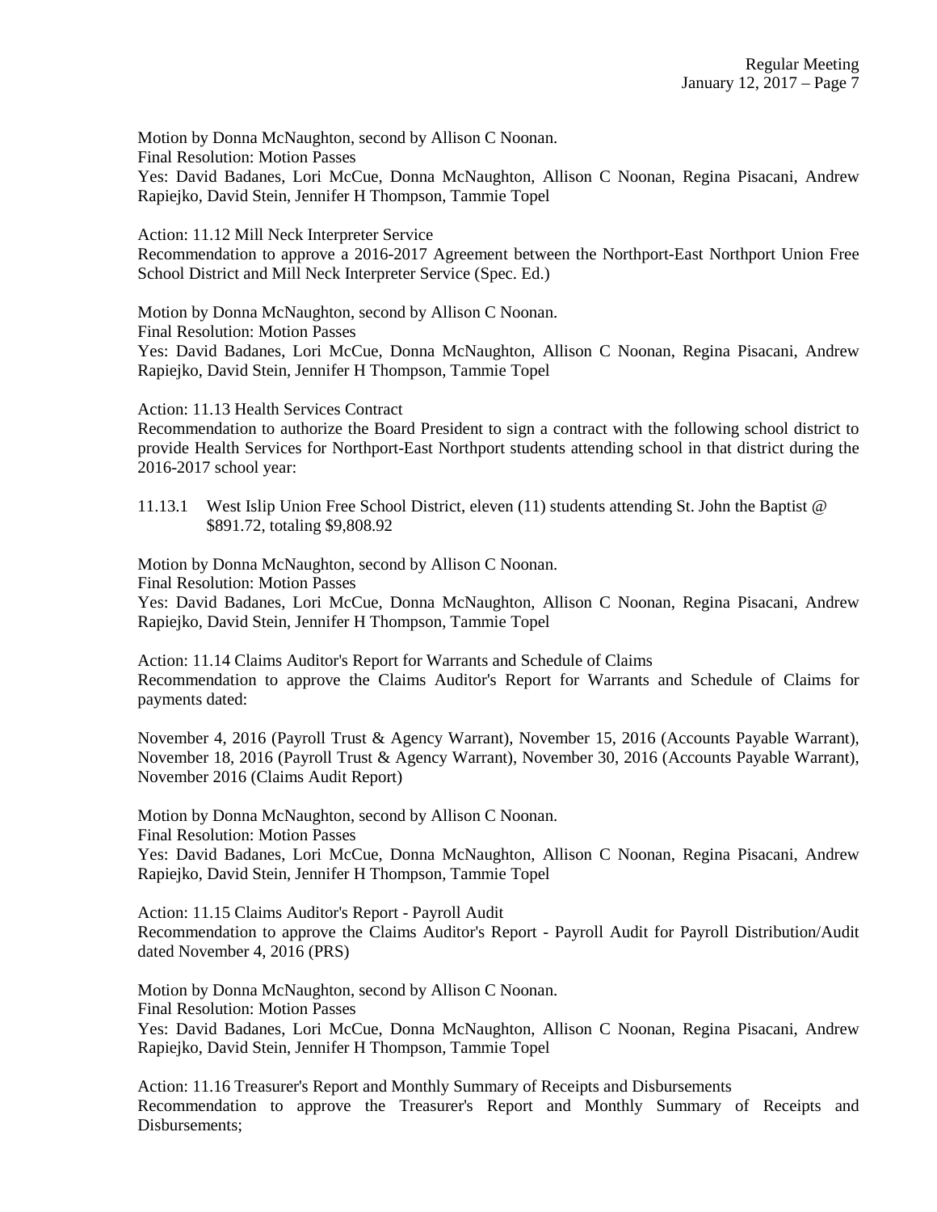Motion by Donna McNaughton, second by Allison C Noonan.
Final Resolution: Motion Passes
Yes: David Badanes, Lori McCue, Donna McNaughton, Allison C Noonan, Regina Pisacani, Andrew Rapiejko, David Stein, Jennifer H Thompson, Tammie Topel

Action: 11.12 Mill Neck Interpreter Service
Recommendation to approve a 2016-2017 Agreement between the Northport-East Northport Union Free School District and Mill Neck Interpreter Service (Spec. Ed.)

Motion by Donna McNaughton, second by Allison C Noonan.
Final Resolution: Motion Passes
Yes: David Badanes, Lori McCue, Donna McNaughton, Allison C Noonan, Regina Pisacani, Andrew Rapiejko, David Stein, Jennifer H Thompson, Tammie Topel

Action: 11.13 Health Services Contract
Recommendation to authorize the Board President to sign a contract with the following school district to provide Health Services for Northport-East Northport students attending school in that district during the 2016-2017 school year:

11.13.1 West Islip Union Free School District, eleven (11) students attending St. John the Baptist @ $891.72, totaling $9,808.92

Motion by Donna McNaughton, second by Allison C Noonan.
Final Resolution: Motion Passes
Yes: David Badanes, Lori McCue, Donna McNaughton, Allison C Noonan, Regina Pisacani, Andrew Rapiejko, David Stein, Jennifer H Thompson, Tammie Topel

Action: 11.14 Claims Auditor's Report for Warrants and Schedule of Claims
Recommendation to approve the Claims Auditor's Report for Warrants and Schedule of Claims for payments dated:

November 4, 2016 (Payroll Trust & Agency Warrant), November 15, 2016 (Accounts Payable Warrant), November 18, 2016 (Payroll Trust & Agency Warrant), November 30, 2016 (Accounts Payable Warrant), November 2016 (Claims Audit Report)

Motion by Donna McNaughton, second by Allison C Noonan.
Final Resolution: Motion Passes
Yes: David Badanes, Lori McCue, Donna McNaughton, Allison C Noonan, Regina Pisacani, Andrew Rapiejko, David Stein, Jennifer H Thompson, Tammie Topel

Action: 11.15 Claims Auditor's Report - Payroll Audit
Recommendation to approve the Claims Auditor's Report - Payroll Audit for Payroll Distribution/Audit dated November 4, 2016 (PRS)

Motion by Donna McNaughton, second by Allison C Noonan.
Final Resolution: Motion Passes
Yes: David Badanes, Lori McCue, Donna McNaughton, Allison C Noonan, Regina Pisacani, Andrew Rapiejko, David Stein, Jennifer H Thompson, Tammie Topel

Action: 11.16 Treasurer's Report and Monthly Summary of Receipts and Disbursements
Recommendation to approve the Treasurer's Report and Monthly Summary of Receipts and Disbursements;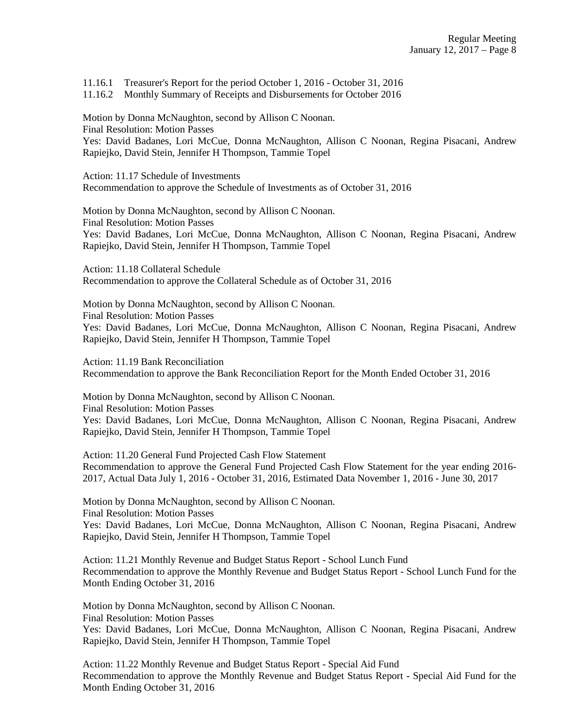11.16.1 Treasurer's Report for the period October 1, 2016 - October 31, 2016
11.16.2 Monthly Summary of Receipts and Disbursements for October 2016

Motion by Donna McNaughton, second by Allison C Noonan.
Final Resolution: Motion Passes
Yes: David Badanes, Lori McCue, Donna McNaughton, Allison C Noonan, Regina Pisacani, Andrew Rapiejko, David Stein, Jennifer H Thompson, Tammie Topel

Action: 11.17 Schedule of Investments
Recommendation to approve the Schedule of Investments as of October 31, 2016

Motion by Donna McNaughton, second by Allison C Noonan.
Final Resolution: Motion Passes
Yes: David Badanes, Lori McCue, Donna McNaughton, Allison C Noonan, Regina Pisacani, Andrew Rapiejko, David Stein, Jennifer H Thompson, Tammie Topel

Action: 11.18 Collateral Schedule
Recommendation to approve the Collateral Schedule as of October 31, 2016

Motion by Donna McNaughton, second by Allison C Noonan.
Final Resolution: Motion Passes
Yes: David Badanes, Lori McCue, Donna McNaughton, Allison C Noonan, Regina Pisacani, Andrew Rapiejko, David Stein, Jennifer H Thompson, Tammie Topel

Action: 11.19 Bank Reconciliation
Recommendation to approve the Bank Reconciliation Report for the Month Ended October 31, 2016

Motion by Donna McNaughton, second by Allison C Noonan.
Final Resolution: Motion Passes
Yes: David Badanes, Lori McCue, Donna McNaughton, Allison C Noonan, Regina Pisacani, Andrew Rapiejko, David Stein, Jennifer H Thompson, Tammie Topel

Action: 11.20 General Fund Projected Cash Flow Statement
Recommendation to approve the General Fund Projected Cash Flow Statement for the year ending 2016-2017, Actual Data July 1, 2016 - October 31, 2016, Estimated Data November 1, 2016 - June 30, 2017

Motion by Donna McNaughton, second by Allison C Noonan.
Final Resolution: Motion Passes
Yes: David Badanes, Lori McCue, Donna McNaughton, Allison C Noonan, Regina Pisacani, Andrew Rapiejko, David Stein, Jennifer H Thompson, Tammie Topel

Action: 11.21 Monthly Revenue and Budget Status Report - School Lunch Fund
Recommendation to approve the Monthly Revenue and Budget Status Report - School Lunch Fund for the Month Ending October 31, 2016

Motion by Donna McNaughton, second by Allison C Noonan.
Final Resolution: Motion Passes
Yes: David Badanes, Lori McCue, Donna McNaughton, Allison C Noonan, Regina Pisacani, Andrew Rapiejko, David Stein, Jennifer H Thompson, Tammie Topel

Action: 11.22 Monthly Revenue and Budget Status Report - Special Aid Fund
Recommendation to approve the Monthly Revenue and Budget Status Report - Special Aid Fund for the Month Ending October 31, 2016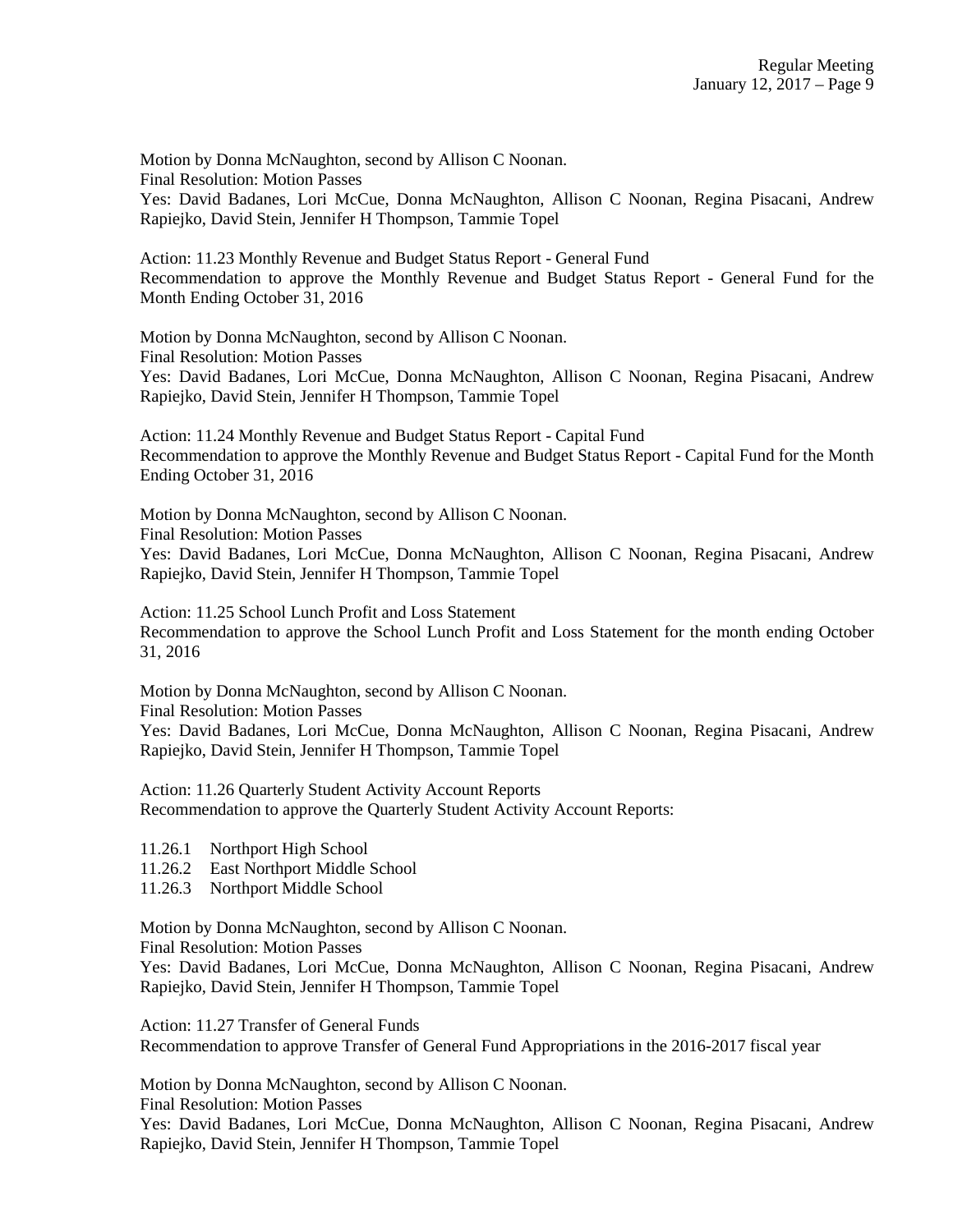Motion by Donna McNaughton, second by Allison C Noonan.
Final Resolution: Motion Passes
Yes: David Badanes, Lori McCue, Donna McNaughton, Allison C Noonan, Regina Pisacani, Andrew Rapiejko, David Stein, Jennifer H Thompson, Tammie Topel

Action: 11.23 Monthly Revenue and Budget Status Report - General Fund
Recommendation to approve the Monthly Revenue and Budget Status Report - General Fund for the Month Ending October 31, 2016

Motion by Donna McNaughton, second by Allison C Noonan.
Final Resolution: Motion Passes
Yes: David Badanes, Lori McCue, Donna McNaughton, Allison C Noonan, Regina Pisacani, Andrew Rapiejko, David Stein, Jennifer H Thompson, Tammie Topel

Action: 11.24 Monthly Revenue and Budget Status Report - Capital Fund
Recommendation to approve the Monthly Revenue and Budget Status Report - Capital Fund for the Month Ending October 31, 2016

Motion by Donna McNaughton, second by Allison C Noonan.
Final Resolution: Motion Passes
Yes: David Badanes, Lori McCue, Donna McNaughton, Allison C Noonan, Regina Pisacani, Andrew Rapiejko, David Stein, Jennifer H Thompson, Tammie Topel

Action: 11.25 School Lunch Profit and Loss Statement
Recommendation to approve the School Lunch Profit and Loss Statement for the month ending October 31, 2016

Motion by Donna McNaughton, second by Allison C Noonan.
Final Resolution: Motion Passes
Yes: David Badanes, Lori McCue, Donna McNaughton, Allison C Noonan, Regina Pisacani, Andrew Rapiejko, David Stein, Jennifer H Thompson, Tammie Topel

Action: 11.26 Quarterly Student Activity Account Reports
Recommendation to approve the Quarterly Student Activity Account Reports:

11.26.1 Northport High School
11.26.2 East Northport Middle School
11.26.3 Northport Middle School

Motion by Donna McNaughton, second by Allison C Noonan.
Final Resolution: Motion Passes
Yes: David Badanes, Lori McCue, Donna McNaughton, Allison C Noonan, Regina Pisacani, Andrew Rapiejko, David Stein, Jennifer H Thompson, Tammie Topel

Action: 11.27 Transfer of General Funds
Recommendation to approve Transfer of General Fund Appropriations in the 2016-2017 fiscal year

Motion by Donna McNaughton, second by Allison C Noonan.
Final Resolution: Motion Passes
Yes: David Badanes, Lori McCue, Donna McNaughton, Allison C Noonan, Regina Pisacani, Andrew Rapiejko, David Stein, Jennifer H Thompson, Tammie Topel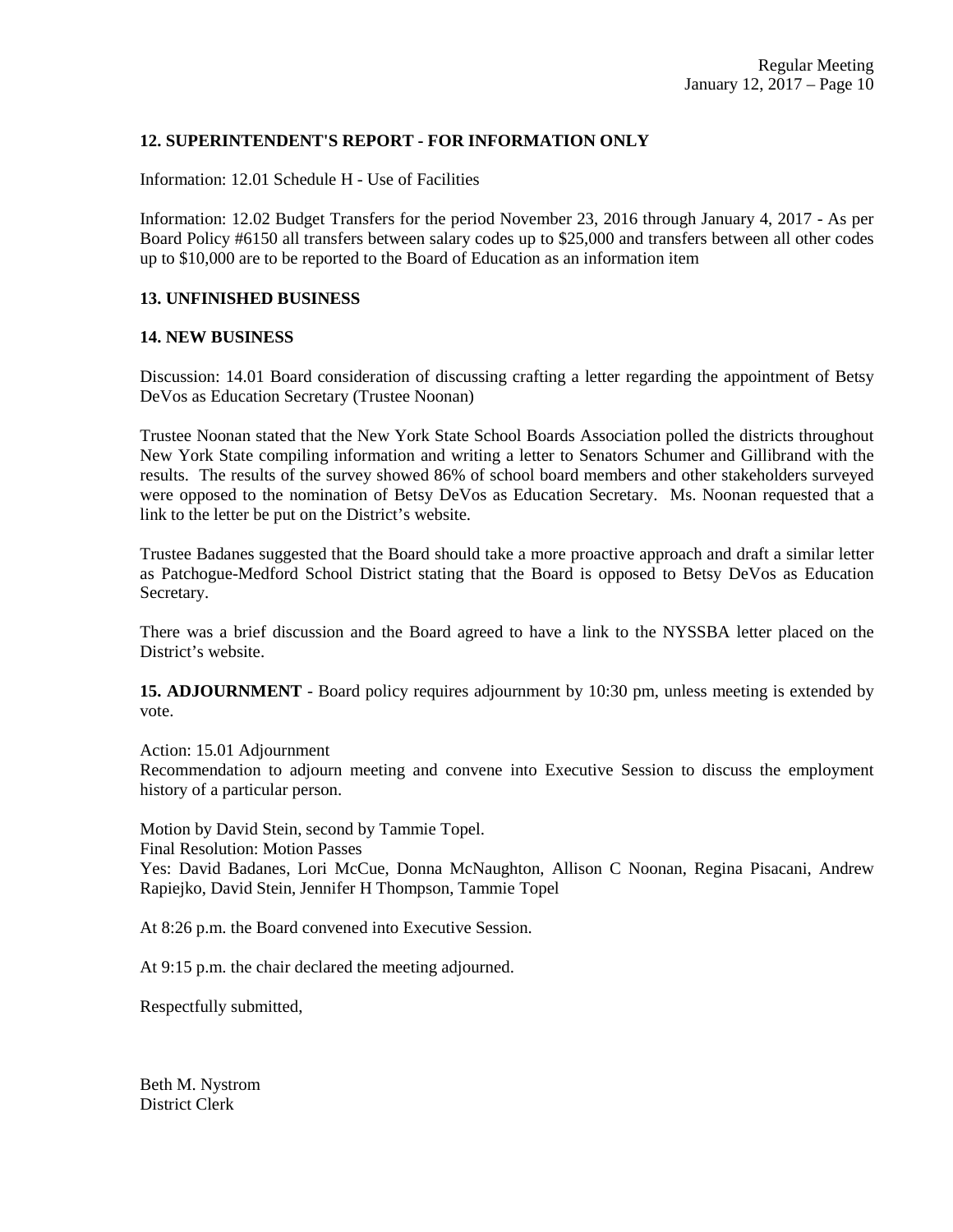**12. SUPERINTENDENT'S REPORT - FOR INFORMATION ONLY**

Information: 12.01 Schedule H - Use of Facilities

Information: 12.02 Budget Transfers for the period November 23, 2016 through January 4, 2017 - As per Board Policy #6150 all transfers between salary codes up to $25,000 and transfers between all other codes up to $10,000 are to be reported to the Board of Education as an information item

**13. UNFINISHED BUSINESS**

**14. NEW BUSINESS**

Discussion: 14.01 Board consideration of discussing crafting a letter regarding the appointment of Betsy DeVos as Education Secretary (Trustee Noonan)

Trustee Noonan stated that the New York State School Boards Association polled the districts throughout New York State compiling information and writing a letter to Senators Schumer and Gillibrand with the results. The results of the survey showed 86% of school board members and other stakeholders surveyed were opposed to the nomination of Betsy DeVos as Education Secretary. Ms. Noonan requested that a link to the letter be put on the District's website.

Trustee Badanes suggested that the Board should take a more proactive approach and draft a similar letter as Patchogue-Medford School District stating that the Board is opposed to Betsy DeVos as Education Secretary.

There was a brief discussion and the Board agreed to have a link to the NYSSBA letter placed on the District's website.

**15. ADJOURNMENT** - Board policy requires adjournment by 10:30 pm, unless meeting is extended by vote.

Action: 15.01 Adjournment
Recommendation to adjourn meeting and convene into Executive Session to discuss the employment history of a particular person.

Motion by David Stein, second by Tammie Topel.
Final Resolution: Motion Passes
Yes: David Badanes, Lori McCue, Donna McNaughton, Allison C Noonan, Regina Pisacani, Andrew Rapiejko, David Stein, Jennifer H Thompson, Tammie Topel

At 8:26 p.m. the Board convened into Executive Session.

At 9:15 p.m. the chair declared the meeting adjourned.

Respectfully submitted,

Beth M. Nystrom
District Clerk